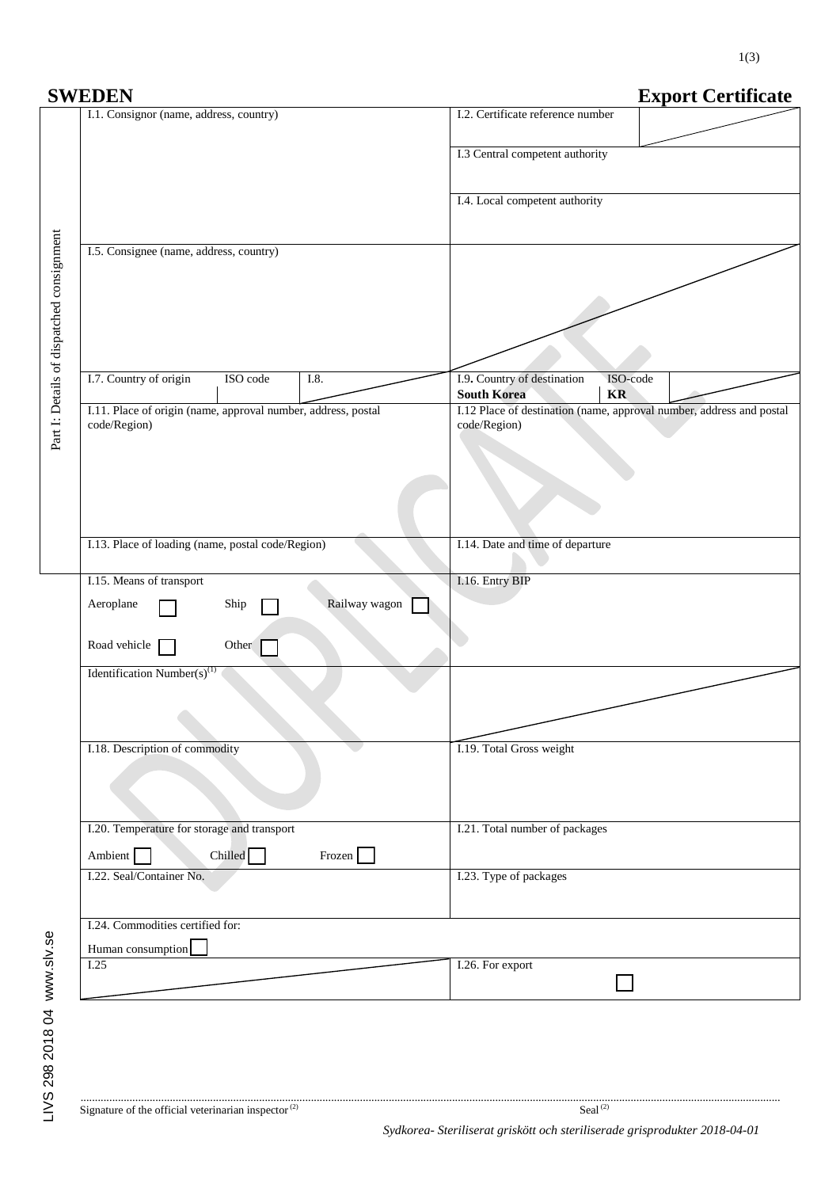# SWEDEN

# Export Certificate

**Part I: Details of dispatched consignment**

| | |
|---|---|
| I.1. Consignor (name, address, country) | I.2. Certificate reference number |
| | I.3 Central competent authority |
| | I.4. Local competent authority |
| I.5. Consignee (name, address, country) | |
| I.7. Country of origin / ISO code / I.8. | I.9. Country of destination: **South Korea** / ISO-code: **KR** |
| I.11. Place of origin (name, approval number, address, postal code/Region) | I.12 Place of destination (name, approval number, address and postal code/Region) |
| I.13. Place of loading (name, postal code/Region) | I.14. Date and time of departure |
| I.15. Means of transport<br>Aeroplane ☐ Ship ☐ Railway wagon ☐<br>Road vehicle ☐ Other ☐ | I.16. Entry BIP |
| Identification Number(s)[1] | |
| I.18. Description of commodity | I.19. Total Gross weight |
| I.20. Temperature for storage and transport<br>Ambient ☐ Chilled ☐ Frozen ☐ | I.21. Total number of packages |
| I.22. Seal/Container No. | I.23. Type of packages |
| I.24. Commodities certified for:<br>Human consumption ☐ | |
| I.25 | I.26. For export ☐ |

DUPLICATE

LIVS 298 2018 04 www.slv.se

........................................................................................................................

Signature of the official veterinarian inspector[2] Seal[2]

*Sydkorea- Steriliserat griskött och steriliserade grisprodukter 2018-04-01*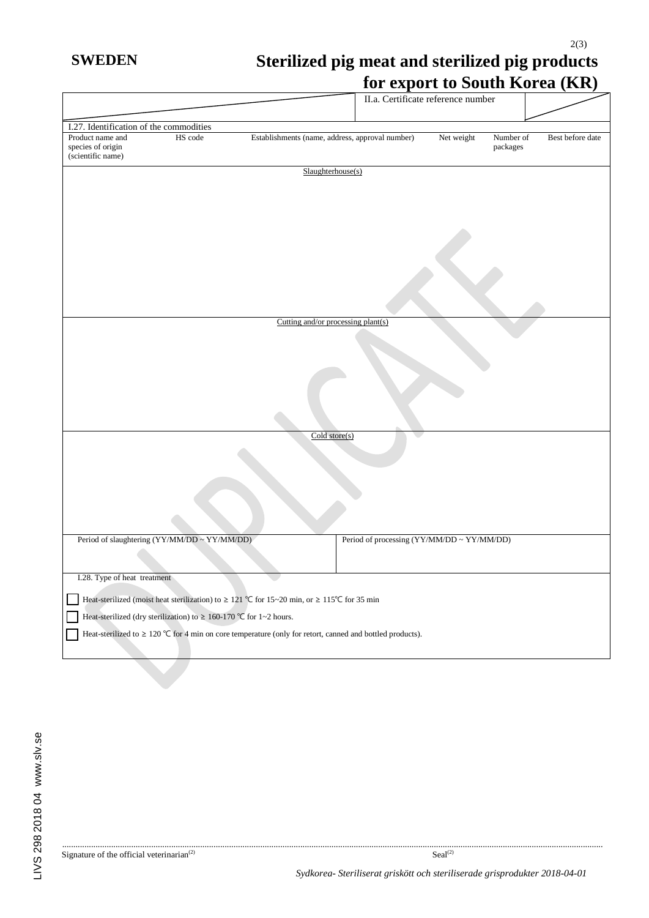**SWEDEN**

# Sterilized pig meat and sterilized pig products for export to South Korea (KR)

| | II.a. Certificate reference number | |
|---|---|---|

I.27. Identification of the commodities

| Product name and species of origin (scientific name) | HS code | Establishments (name, address, approval number) | Net weight | Number of packages | Best before date |
|---|---|---|---|---|---|

Slaughterhouse(s)

Cutting and/or processing plant(s)

Cold store(s)

| Period of slaughtering (YY/MM/DD ~ YY/MM/DD) | Period of processing (YY/MM/DD ~ YY/MM/DD) |
|---|---|
| | |

I.28. Type of heat treatment

☐ Heat-sterilized (moist heat sterilization) to ≥ 121 ℃ for 15~20 min, or ≥ 115℃ for 35 min

☐ Heat-sterilized (dry sterilization) to ≥ 160-170 ℃ for 1~2 hours.

☐ Heat-sterilized to ≥ 120 ℃ for 4 min on core temperature (only for retort, canned and bottled products).

DUPLICATE

.......................................................................................................................................................................................................

Signature of the official veterinarian(2) Seal(2)

LIVS 298 2018 04 www.slv.se

*Sydkorea- Steriliserat griskött och steriliserade grisprodukter 2018-04-01*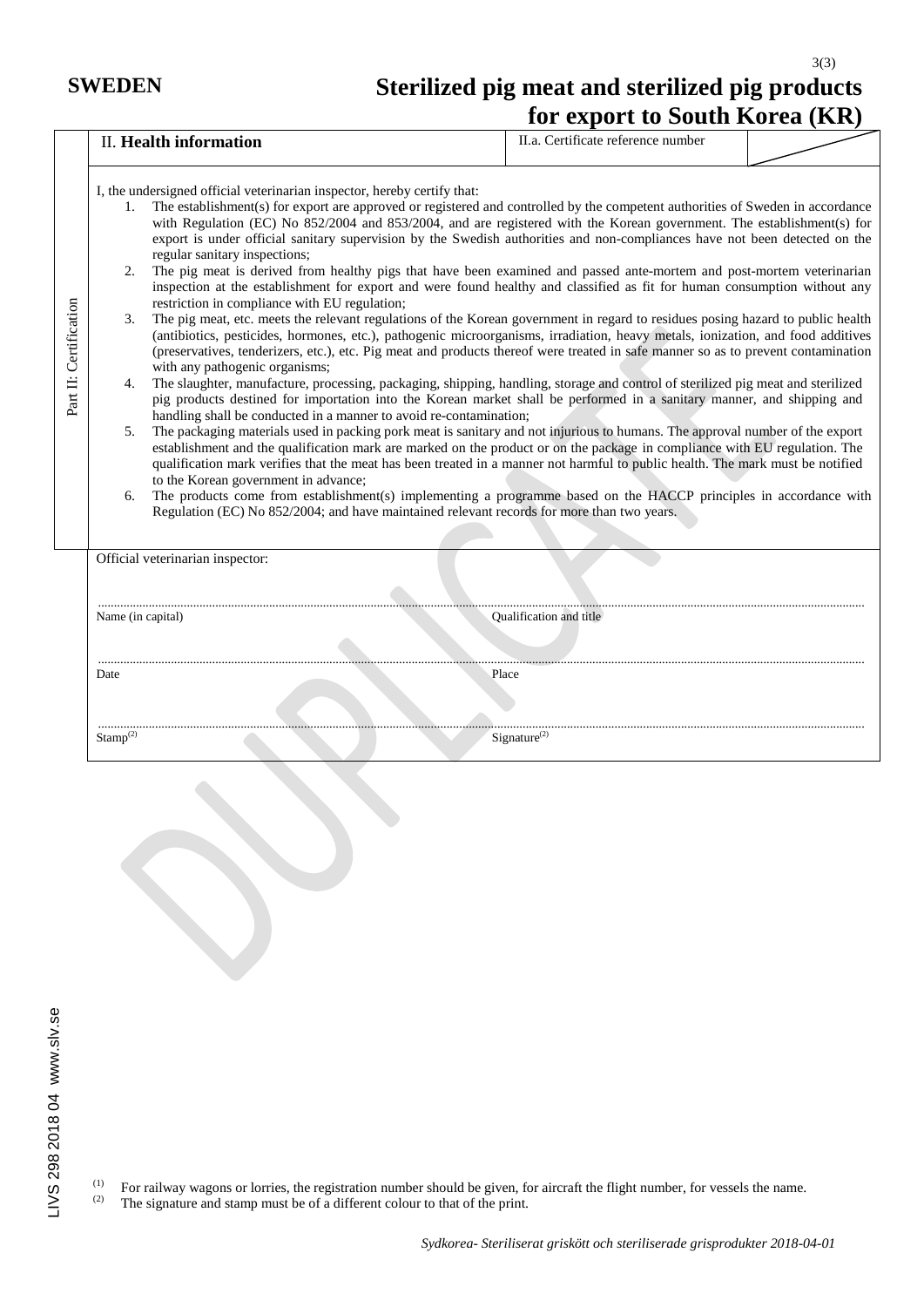**SWEDEN**

# Sterilized pig meat and sterilized pig products for export to South Korea (KR)

| II. **Health information** | II.a. Certificate reference number | |
|---|---|---|

Part II: Certification

I, the undersigned official veterinarian inspector, hereby certify that:

1. The establishment(s) for export are approved or registered and controlled by the competent authorities of Sweden in accordance with Regulation (EC) No 852/2004 and 853/2004, and are registered with the Korean government. The establishment(s) for export is under official sanitary supervision by the Swedish authorities and non-compliances have not been detected on the regular sanitary inspections;
2. The pig meat is derived from healthy pigs that have been examined and passed ante-mortem and post-mortem veterinarian inspection at the establishment for export and were found healthy and classified as fit for human consumption without any restriction in compliance with EU regulation;
3. The pig meat, etc. meets the relevant regulations of the Korean government in regard to residues posing hazard to public health (antibiotics, pesticides, hormones, etc.), pathogenic microorganisms, irradiation, heavy metals, ionization, and food additives (preservatives, tenderizers, etc.), etc. Pig meat and products thereof were treated in safe manner so as to prevent contamination with any pathogenic organisms;
4. The slaughter, manufacture, processing, packaging, shipping, handling, storage and control of sterilized pig meat and sterilized pig products destined for importation into the Korean market shall be performed in a sanitary manner, and shipping and handling shall be conducted in a manner to avoid re-contamination;
5. The packaging materials used in packing pork meat is sanitary and not injurious to humans. The approval number of the export establishment and the qualification mark are marked on the product or on the package in compliance with EU regulation. The qualification mark verifies that the meat has been treated in a manner not harmful to public health. The mark must be notified to the Korean government in advance;
6. The products come from establishment(s) implementing a programme based on the HACCP principles in accordance with Regulation (EC) No 852/2004; and have maintained relevant records for more than two years.

Official veterinarian inspector:

.............................................................................................................

Name (in capital) &nbsp;&nbsp;&nbsp;&nbsp;&nbsp;&nbsp;&nbsp;&nbsp;&nbsp;&nbsp;&nbsp;&nbsp; Qualification and title

.............................................................................................................

Date &nbsp;&nbsp;&nbsp;&nbsp;&nbsp;&nbsp;&nbsp;&nbsp;&nbsp;&nbsp;&nbsp;&nbsp; Place

.............................................................................................................

Stamp[(2)] &nbsp;&nbsp;&nbsp;&nbsp;&nbsp;&nbsp;&nbsp;&nbsp;&nbsp;&nbsp;&nbsp;&nbsp; Signature[(2)]

DUPLICATE

(1) For railway wagons or lorries, the registration number should be given, for aircraft the flight number, for vessels the name.
(2) The signature and stamp must be of a different colour to that of the print.

LIVS 298 2018 04 www.slv.se

*Sydkorea- Steriliserat griskött och steriliserade grisprodukter 2018-04-01*